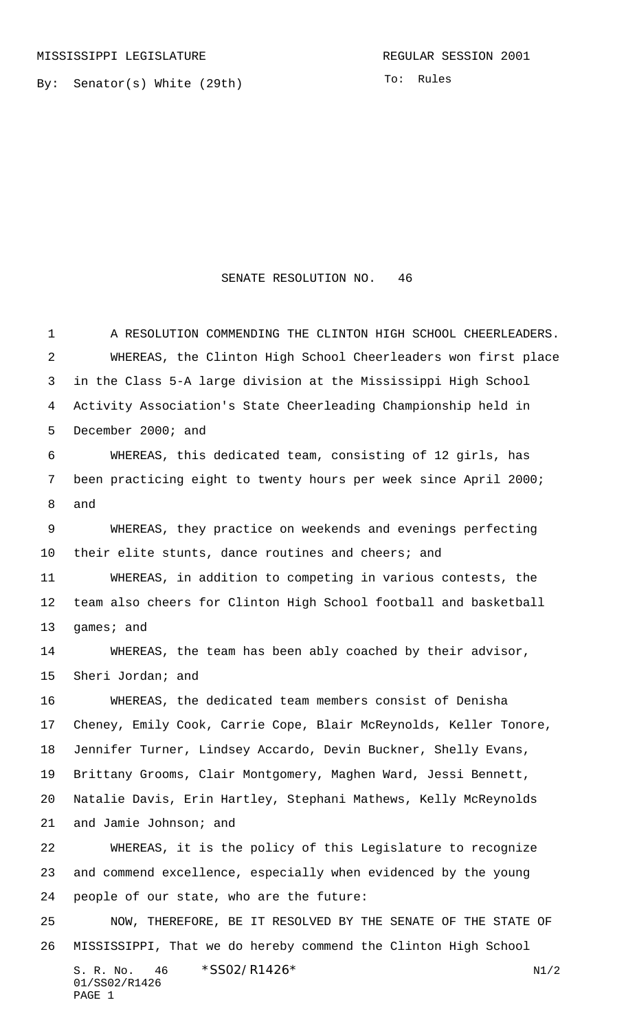MISSISSIPPI LEGISLATURE REGULAR SESSION 2001

By: Senator(s) White (29th)

To: Rules

# SENATE RESOLUTION NO. 46

A RESOLUTION COMMENDING THE CLINTON HIGH SCHOOL CHEERLEADERS.

WHEREAS, the Clinton High School Cheerleaders won first place in the Class 5-A large division at the Mississippi High School Activity Association's State Cheerleading Championship held in December 2000; and

WHEREAS, this dedicated team, consisting of 12 girls, has been practicing eight to twenty hours per week since April 2000; and

WHEREAS, they practice on weekends and evenings perfecting their elite stunts, dance routines and cheers; and

WHEREAS, in addition to competing in various contests, the team also cheers for Clinton High School football and basketball games; and

WHEREAS, the team has been ably coached by their advisor, Sheri Jordan; and

WHEREAS, the dedicated team members consist of Denisha Cheney, Emily Cook, Carrie Cope, Blair McReynolds, Keller Tonore, Jennifer Turner, Lindsey Accardo, Devin Buckner, Shelly Evans, Brittany Grooms, Clair Montgomery, Maghen Ward, Jessi Bennett, Natalie Davis, Erin Hartley, Stephani Mathews, Kelly McReynolds and Jamie Johnson; and

WHEREAS, it is the policy of this Legislature to recognize and commend excellence, especially when evidenced by the young people of our state, who are the future:

NOW, THEREFORE, BE IT RESOLVED BY THE SENATE OF THE STATE OF MISSISSIPPI, That we do hereby commend the Clinton High School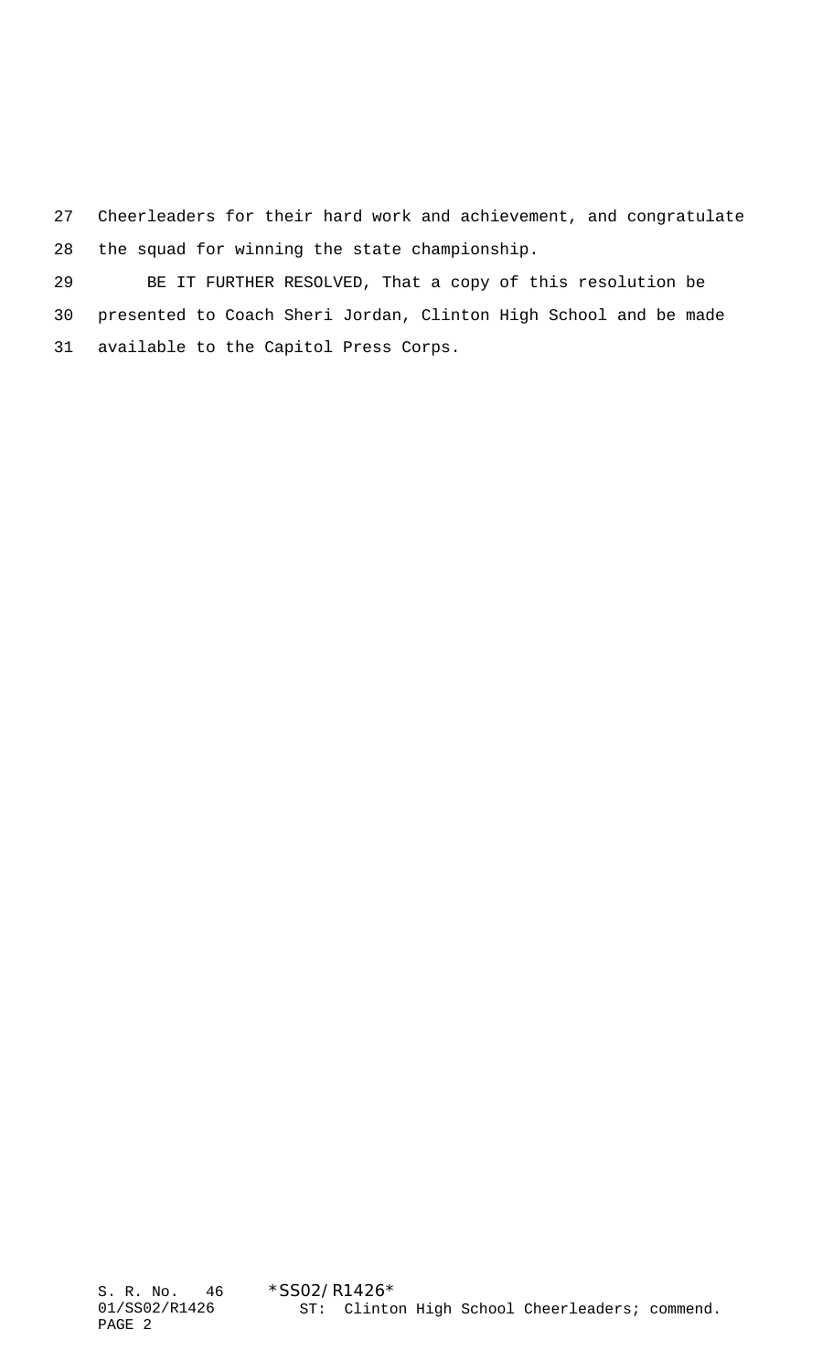Cheerleaders for their hard work and achievement, and congratulate the squad for winning the state championship.

BE IT FURTHER RESOLVED, That a copy of this resolution be presented to Coach Sheri Jordan, Clinton High School and be made available to the Capitol Press Corps.